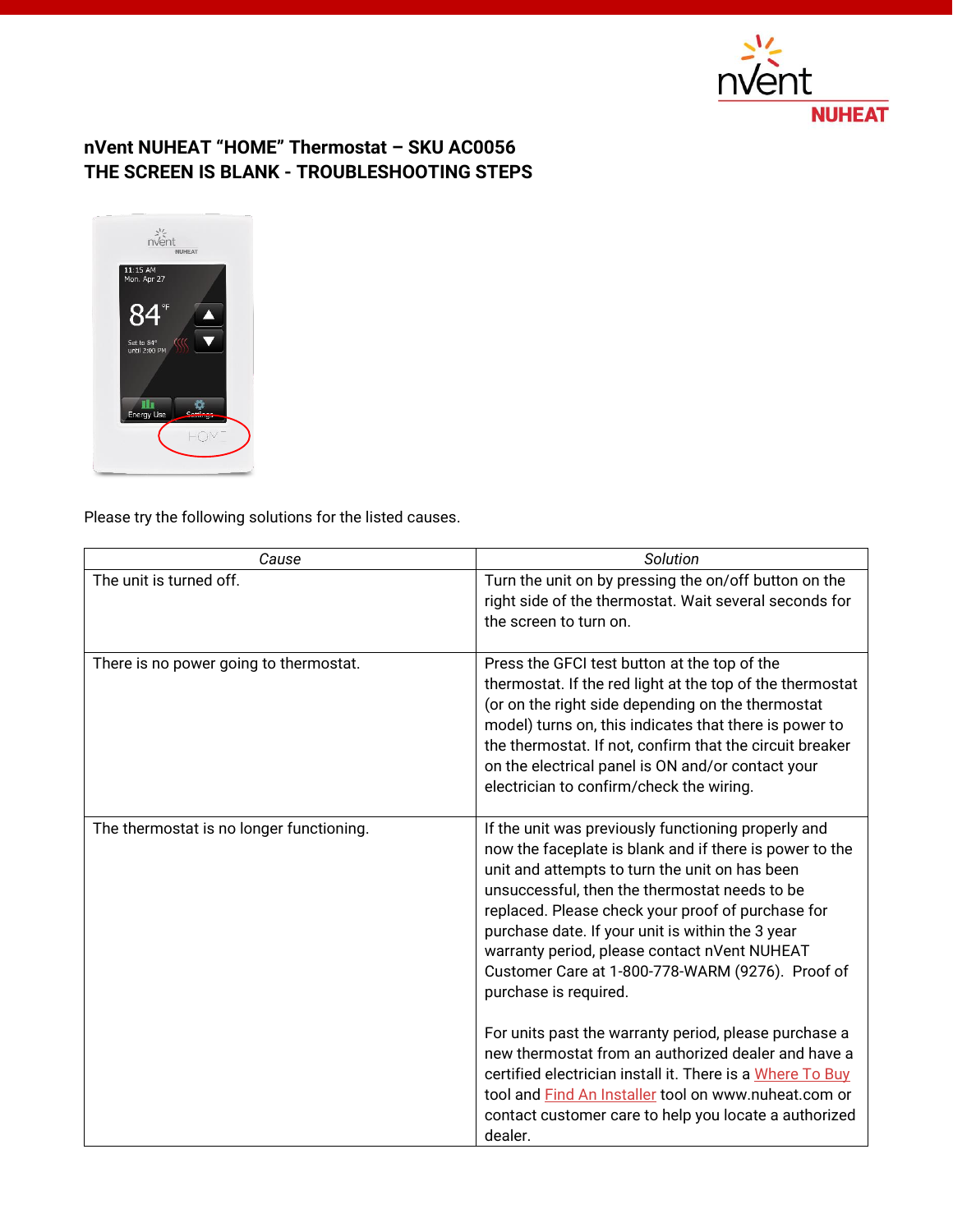# nVent NUHEAT "HOME" Thermostat – SKU AC0056
# THE SCREEN IS BLANK - TROUBLESHOOTING STEPS

Please try the following solutions for the listed causes.

| *Cause* | *Solution* |
|---|---|
| The unit is turned off. | Turn the unit on by pressing the on/off button on the right side of the thermostat. Wait several seconds for the screen to turn on. |
| There is no power going to thermostat. | Press the GFCI test button at the top of the thermostat. If the red light at the top of the thermostat (or on the right side depending on the thermostat model) turns on, this indicates that there is power to the thermostat. If not, confirm that the circuit breaker on the electrical panel is ON and/or contact your electrician to confirm/check the wiring. |
| The thermostat is no longer functioning. | If the unit was previously functioning properly and now the faceplate is blank and if there is power to the unit and attempts to turn the unit on has been unsuccessful, then the thermostat needs to be replaced. Please check your proof of purchase for purchase date. If your unit is within the 3 year warranty period, please contact nVent NUHEAT Customer Care at 1-800-778-WARM (9276). Proof of purchase is required.<br><br>For units past the warranty period, please purchase a new thermostat from an authorized dealer and have a certified electrician install it. There is a Where To Buy tool and Find An Installer tool on www.nuheat.com or contact customer care to help you locate a authorized dealer. |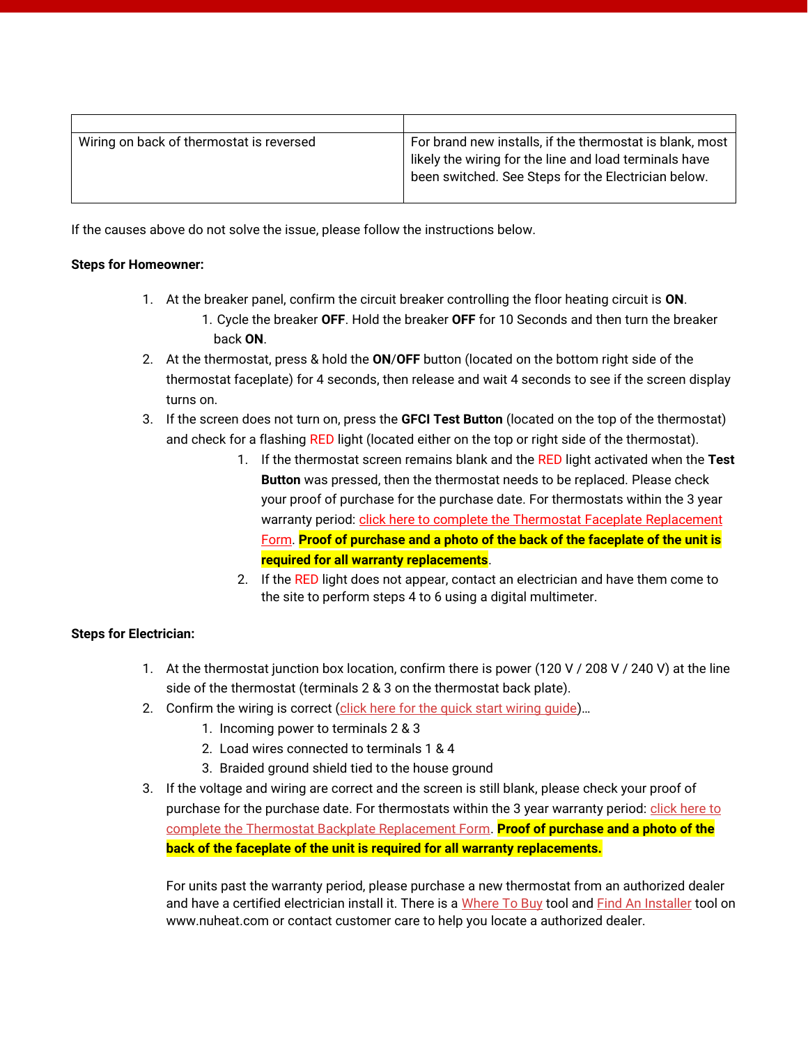| | |
|---|---|
| Wiring on back of thermostat is reversed | For brand new installs, if the thermostat is blank, most likely the wiring for the line and load terminals have been switched. See Steps for the Electrician below. |

If the causes above do not solve the issue, please follow the instructions below.

**Steps for Homeowner:**

1. At the breaker panel, confirm the circuit breaker controlling the floor heating circuit is **ON**.
   1. Cycle the breaker **OFF**. Hold the breaker **OFF** for 10 Seconds and then turn the breaker back **ON**.
2. At the thermostat, press & hold the **ON**/**OFF** button (located on the bottom right side of the thermostat faceplate) for 4 seconds, then release and wait 4 seconds to see if the screen display turns on.
3. If the screen does not turn on, press the **GFCI Test Button** (located on the top of the thermostat) and check for a flashing RED light (located either on the top or right side of the thermostat).
   1. If the thermostat screen remains blank and the RED light activated when the **Test Button** was pressed, then the thermostat needs to be replaced. Please check your proof of purchase for the purchase date. For thermostats within the 3 year warranty period: click here to complete the Thermostat Faceplate Replacement Form. **Proof of purchase and a photo of the back of the faceplate of the unit is required for all warranty replacements**.
   2. If the RED light does not appear, contact an electrician and have them come to the site to perform steps 4 to 6 using a digital multimeter.

**Steps for Electrician:**

1. At the thermostat junction box location, confirm there is power (120 V / 208 V / 240 V) at the line side of the thermostat (terminals 2 & 3 on the thermostat back plate).
2. Confirm the wiring is correct (click here for the quick start wiring guide)…
   1. Incoming power to terminals 2 & 3
   2. Load wires connected to terminals 1 & 4
   3. Braided ground shield tied to the house ground
3. If the voltage and wiring are correct and the screen is still blank, please check your proof of purchase for the purchase date. For thermostats within the 3 year warranty period: click here to complete the Thermostat Backplate Replacement Form. **Proof of purchase and a photo of the back of the faceplate of the unit is required for all warranty replacements.**

   For units past the warranty period, please purchase a new thermostat from an authorized dealer and have a certified electrician install it. There is a Where To Buy tool and Find An Installer tool on www.nuheat.com or contact customer care to help you locate a authorized dealer.